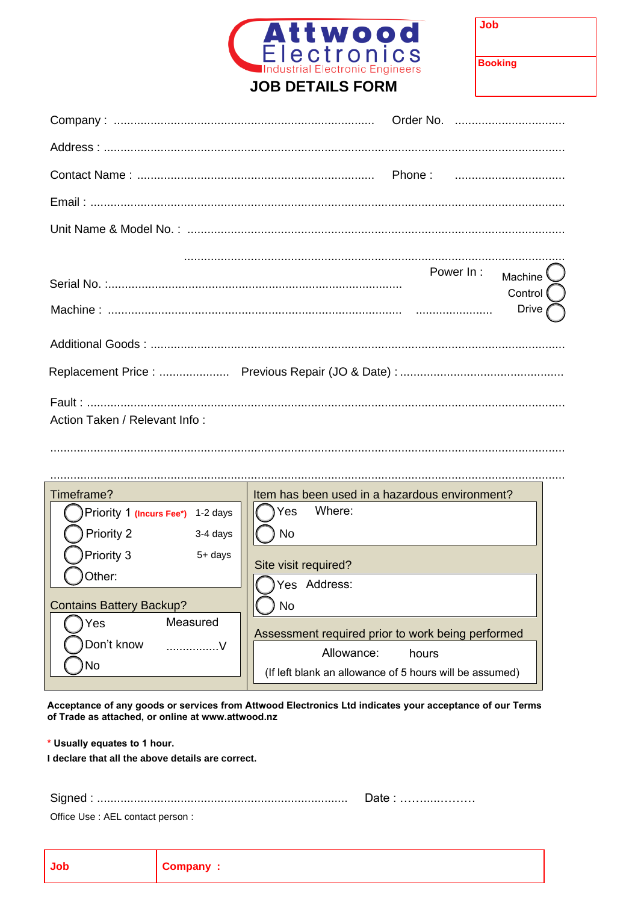**Attwood Electronics**
Industrial Electronic Engineers

# JOB DETAILS FORM

| Job |
|---|
| Booking |

Company : ................................................................................ Order No. .................................

Address : ..............................................................................................................................................

Contact Name : ...................................................................... Phone : .................................

Email : ..................................................................................................................................................

Unit Name & Model No. : ...................................................................................................................

...................................................................................................................................

Power In : Machine ◯ Control ◯ Drive ◯

Serial No. :.......................................................................................

Machine : ....................................................................................... .......................

Additional Goods : ................................................................................................................................

Replacement Price : ..................... Previous Repair (JO & Date) : .................................................

Fault : ....................................................................................................................................................

Action Taken / Relevant Info :

...........................................................................................................................................................

...........................................................................................................................................................

**Timeframe?**

- ◯ Priority 1 (Incurs Fee*) 1-2 days
- ◯ Priority 2 3-4 days
- ◯ Priority 3 5+ days
- ◯ Other:

**Contains Battery Backup?**

- ◯ Yes Measured
- ◯ Don't know ................V
- ◯ No

**Item has been used in a hazardous environment?**

- ◯ Yes Where:
- ◯ No

**Site visit required?**

- ◯ Yes Address:
- ◯ No

**Assessment required prior to work being performed**

Allowance: hours

(If left blank an allowance of 5 hours will be assumed)

**Acceptance of any goods or services from Attwood Electronics Ltd indicates your acceptance of our Terms of Trade as attached, or online at www.attwood.nz**

**\* Usually equates to 1 hour.**

**I declare that all the above details are correct.**

Signed : ........................................................................... Date : ……......………

Office Use : AEL contact person :

| Job | Company : |
|---|---|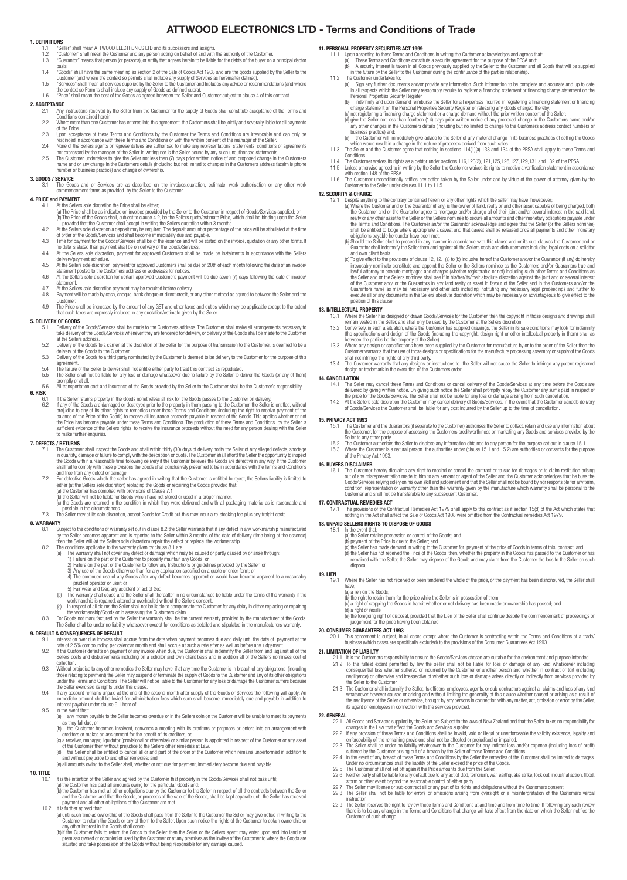# ATTWOOD ELECTRONICS LTD - Terms and Conditions of Trade

## 1. DEFINITIONS

1.1 "Seller" shall mean ATTWOOD ELECTRONICS LTD and its successors and assigns.

1.2 "Customer" shall mean the Customer and any person acting on behalf of and with the authority of the Customer.

1.3 "Guarantor" means that person (or persons), or entity that agrees herein to be liable for the debts of the buyer on a principal debtor basis.

1.4 "Goods" shall have the same meaning as section 2 of the Sale of Goods Act 1908 and are the goods supplied by the Seller to the Customer (and where the context so permits shall include any supply of Services as hereinafter defined).

1.5 "Services" shall mean all services supplied by the Seller to the Customer and Includes any advice or recommendations (and where the context so Permits shall include any supply of Goods as defined supra).

1.6 "Price" shall mean the cost of the Goods as agreed between the Seller and Customer subject to clause 4 of this contract.

## 2. ACCEPTANCE

2.1 Any instructions received by the Seller from the Customer for the supply of Goods shall constitute acceptance of the Terms and Conditions contained herein.

2.2 Where more than one Customer has entered into this agreement, the Customers shall be jointly and severally liable for all payments of the Price.

2.3 Upon acceptance of these Terms and Conditions by the Customer the Terms and Conditions are irrevocable and can only be rescinded in accordance with these Terms and Conditions or with the written consent of the manager of the Seller.

2.4 None of the Sellers agents or representatives are authorised to make any representations, statements, conditions or agreements not expressed by the manager of the Seller in writing nor is the Seller bound by any such unauthorised statements.

2.5 The Customer undertakes to give the Seller not less than (7) days prior written notice of and proposed change in the Customers name and or any change in the Customers details (including but not limited to changes in the Customers address facsimile phone number or business practice) and change of ownership.

## 3. GOODS / SERVICE

3.1 The Goods and or Services are as described on the invoices,quotation, estimate, work authorisation or any other work commencement forms as provided by the Seller to the Customer.

## 4. PRICE and PAYMENT

4.1 At the Sellers sole discretion the Price shall be either;

(a) The Price shall be as indicated on invoices provided by the Seller to the Customer in respect of Goods/Services supplied; or

(b) The Price of the Goods shall, subject to clause 4.2, be the Sellers quote/estimate Price, which shall be binding upon the Seller provided that the Customer shall accept in writing the Sellers quotation within 3 months.

4.2 At the Sellers sole discretion a deposit may be required. The deposit amount or percentage of the price will be stipulated at the time of order of the Goods/Services and shall become immediately due and payable.

4.3 Time for payment for the Goods/Services shall be of the essence and will be stated on the invoice, quotation or any other forms. If no date is stated then payment shall be on delivery of the Goods/Services.

4.4 At the Sellers sole discretion, payment for approved Customers shall be made by instalments in accordance with the Sellers delivery/payment schedule.

4.5 At the Sellers sole discretion, payment for approved Customers shall be due on 20th of each month following the date of an invoice/ statement posted to the Customers address or addresses for notices.

4.6 At the Sellers sole discretion for certain approved Customers payment will be due seven (7) days following the date of invoice/ statement.

4.7 At the Sellers sole discretion payment may be required before delivery.

4.8 Payment will be made by cash, cheque, bank cheque or direct credit, or any other method as agreed to between the Seller and the Customer.

4.9 The Price shall be increased by the amount of any GST and other taxes and duties which may be applicable except to the extent that such taxes are expressly included in any quotation/estimate given by the Seller.

## 5. DELIVERY OF GOODS

5.1 Delivery of the Goods/Services shall be made to the Customers address. The Customer shall make all arrangements necessary to take delivery of the Goods/Services whenever they are tendered for delivery, or delivery of the Goods shall be made to the Customer at the Sellers address.

5.2 Delivery of the Goods to a carrier, at the discretion of the Seller for the purpose of transmission to the Customer, is deemed to be a delivery of the Goods to the Customer.

5.3 Delivery of the Goods to a third party nominated by the Customer is deemed to be delivery to the Customer for the purpose of this agreement.

5.4 The failure of the Seller to deliver shall not entitle either party to treat this contract as repudiated.

5.5 The Seller shall not be liable for any loss or damage whatsoever due to failure by the Seller to deliver the Goods (or any of them) promptly or at all.

5.6 All transportation cost and insurance of the Goods provided by the Seller to the Customer shall be the Customer's responsibility.

## 6. RISK

6.1 If the Seller retains property in the Goods nonetheless all risk for the Goods passes to the Customer on delivery.

6.2 If any of the Goods are damaged or destroyed prior to the property in them passing to the Customer, the Seller is entitled, without prejudice to any of its other rights to remedies under these Terms and Conditions (including the right to receive payment of the balance of the Price of the Goods) to receive all insurance proceeds payable in respect of the Goods. This applies whether or not the Price has become payable under these Terms and Conditions. The production of these Terms and Conditions by the Seller is sufficient evidence of the Sellers rights to receive the insurance proceeds without the need for any person dealing with the Seller to make further enquiries.

## 7. DEFECTS / RETURNS

7.1 The Customer shall inspect the Goods and shall within thirty (30) days of delivery notify the Seller of any alleged defects, shortage in quantity, damage or failure to comply with the description or quote. The Customer shall afford the Seller the opportunity to inspect the Goods within a reasonable time following delivery if the Customer believes the Goods are defective in any way. If the Customer shall fail to comply with these provisions the Goods shall conclusively presumed to be in accordance with the Terms and Conditions and free from any defect or damage.

7.2 For defective Goods which the seller has agreed in writing that the Customer is entitled to reject, the Sellers liability is limited to either (at the Sellers sole discretion) replacing the Goods or repairing the Goods provided that:

(a) the Customer has complied with provisions of Clause 7.1

(b) the Seller will not be liable for Goods which have not stored or used in a proper manner.

(c) the Goods are returned in the condition in which they were delivered and with all packaging material as is reasonable and possible in the circumstances.

7.3 The Seller may at its sole discretion, accept Goods for Credit but this may incur a re-stocking fee plus any freight costs.

## 8. WARRANTY

8.1 Subject to the conditions of warranty set out in clause 8.2 the Seller warrants that if any defect in any workmanship manufactured by the Seller becomes apparent and is reported to the Seller within 3 months of the date of delivery (time being of the essence) then the Seller will (at the Sellers sole discretion) repair the defect or replace the workmanship.

8.2 The conditions applicable to the warranty given by clause 8.1 are:

(a) The warranty shall not cover any defect or damage which may be caused or partly caused by or arise through:

1) Failure on the part of the Customer to properly maintain any Goods; or
2) Failure on the part of the Customer to follow any Instructions or guidelines provided by the Seller; or
3) Any use of the Goods otherwise than for any application specified on a quote or order form; or
4) The continued use of any Goods after any defect becomes apparent or would have become apparent to a reasonably prudent operator or user; or
5) Fair wear and tear, any accident or act of God.

(b) The warranty shall cease and the Seller shall thereafter in no circumstances be liable under the terms of the warranty if the workmanship is repaired, altered or overhauled without the Sellers consent.

(c) In respect of all claims the Seller shall not be liable to compensate the Customer for any delay in either replacing or repairing the workmanship/Goods or in assessing the Customers claim.

8.3 For Goods not manufactured by the Seller the warranty shall be the current warranty provided by the manufacturer of the Goods. The Seller shall be under no liability whatsoever except for conditions as detailed and stipulated in the manufacturers warranty.

## 9. DEFAULT & CONSEQUENCES OF DEFAULT

9.1 Interest on over due invoices shall accrue from the date when payment becomes due and daily until the date of payment at the rate of 2.5% compounding per calendar month and shall accrue at such a rate after as well as before any judgement.

9.2 If the Customer defaults on payment of any invoice when due, the Customer shall indemnify the Seller from and against all of the Sellers costs and disbursements including on a solicitor and own client basis and in addition all of the Sellers nominees cost of collection.

9.3 Without prejudice to any other remedies the Seller may have, if at any time the Customer is in breach of any obligations (including those relating to payment) the Seller may suspend or terminate the supply of Goods to the Customer and any of its other obligations under the Terms and Conditions. The Seller will not be liable to the Customer for any loss or damage the Customer suffers because the Seller exercised its rights under this clause.

9.4 If any account remains unpaid at the end of the second month after supply of the Goods or Services the following will apply: An immediate amount shall be levied for administration fees which sum shall become immediately due and payable in addition to interest payable under clause 9.1 here of.

9.5 In the event that:

(a) any money payable to the Seller becomes overdue or in the Sellers opinion the Customer will be unable to meet its payments as they fall due, or,

(b) the Customer becomes insolvent, convenes a meeting with its creditors or proposes or enters into an arrangement with creditors or makes an assignment for the benefit of its creditors, or,

(c) a receiver, manager, liquidator (provisional or otherwise) or similar person is appointed in respect of the Customer or any asset of the Customer then without prejudice to the Sellers other remedies at Law.

(d) the Seller shall be entitled to cancel all or and part of the order of the Customer which remains unperformed in addition to and without prejudice to and other remedies: and

(e) all amounts owing to the Seller shall, whether or not due for payment, immediately become due and payable.

## 10. TITLE

10.1 It is the intention of the Seller and agreed by the Customer that property in the Goods/Services shall not pass until;

(a) the Customer has paid all amounts owing for the particular Goods and:

(b) the Customer has met all other obligations due by the Customer to the Seller in respect of all the contracts between the Seller and the Customer, and that the Goods, or proceeds of the sale of the Goods, shall be kept separate until the Seller has received payment and all other obligations of the Customer are met.

10.2 It is further agreed that:

(a) until such time as ownership of the Goods shall pass from the Seller to the Customer the Seller may give notice in writing to the Customer to return the Goods or any of them to the Seller. Upon such notice the rights of the Customer to obtain ownership or any other interest in the Goods shall cease.

(b) if the Customer fails to return the Goods to the Seller then the Seller or the Sellers agent may enter upon and into land and premises owned or occupied or used by the Customer or at any premises as the invitee of the Customer to where the Goods are situated and take possession of the Goods without being responsible for any damage caused.

## 11. PERSONAL PROPERTY SECURITIES ACT 1999

11.1 Upon assenting to these Terms and Conditions in writing the Customer acknowledges and agrees that:

(a) These Terms and Conditions constitute a security agreement for the purpose of the PPSA and:

(b) A security interest is taken in all Goods previously supplied by the Seller to the Customer and all Goods that will be supplied in the future by the Seller to the Customer during the continuance of the parties relationship.

11.2 The Customer undertakes to:

(a) Sign any further documents and/or provide any information. Such information to be complete and accurate and up to date in all respects which the Seller may reasonably require to register a financing statement or financing charge statement on the Personal Properties Security Register.

(b) Indemnify and upon demand reimburse the Seller for all expenses incurred in registering a financing statement or financing charge statement on the Personal Properties Security Register or releasing any Goods charged thereby:

(c) not registering a financing charge statement or a charge demand without the prior written consent of the Seller:

(d) give the Seller not less than fourteen (14) days prior written notice of any proposed change in the Customers name and/or any other changes in the Customers details (including but no limited to change to the Customers address contact numbers or business practice) and:

(e) the Customer will immediately give advice to the Seller of any material change in its business practices of selling the Goods which would result in a change in the nature of proceeds derived from such sales.

11.3 The Seller and the Customer agree that nothing in sections 114(1)(a) 133 and 134 of the PPSA shall apply to these Terms and Conditions.

11.4 The Customer waives its rights as a debtor under sections 116,120(2), 121,125,126,127,129,131 and 132 of the PPSA.

11.5 Unless otherwise agreed to in writing by the Seller the Customer waives its rights to receive a verification statement in accordance with section 148 of the PPSA.

11.6 The Customer unconditionally ratifies any action taken by the Seller under and by virtue of the power of attorney given by the Customer to the Seller under clauses 11.1 to 11.5.

## 12. SECURITY & CHARGE

12.1 Despite anything to the contrary contained herein or any other rights which the seller may have, howsoever;

(a) Where the Customer and or the Guarantor (if any) is the owner of land, realty or any other asset capable of being charged, both the Customer and or the Guarantor agree to mortgage and/or charge all of their joint and/or several interest in the said land, realty or any other asset to the Seller or the Sellers nominee to secure all amounts and other monetary obligations payable under the Terms and Conditions. The Customer an/or the Guarantor acknowledge and agree that the Seller (or the Sellers nominee) shall be entitled to lodge where appropriate a caveat and that caveat shall be released once all payments and other monetary obligations payable hereunder have been met.

(b) Should the Seller elect to proceed in any manner in accordance with this clause and or its sub-clauses the Customer and or Guarantor shall indemnify the Seller from and against all the Sellers costs and disbursements including legal costs on a solicitor and own client basis.

(c) To give effect to the provisions of clause 12, 12.1(a) to (b) inclusive hereof the Customer and/or the Guarantor (if any) do hereby irrevocably nominate constitute and appoint the Seller or the Sellers nominee as the Customers and/or Guarantors true and lawful attorney to execute mortgages and charges (whether registerable or not) including such other Terms and Conditions as the Seller and or the Sellers nominee shall see if in his/her/its/their absolute discretion against the joint and or several interest of the Customer and/ or the Guarantors in any land realty or asset in favour of the Seller and in the Customers and/or the Guarantors name as may be necessary and other acts including instituting any necessary legal proceedings and further to execute all or any documents in the Sellers absolute discretion which may be necessary or advantageous to give effect to the position of this clause.

## 13. INTELLECTUAL PROPERTY

13.1 Where the Seller has designed or drawn Goods/Services for the Customer, then the copyright in those designs and drawings shall remain vested in the Seller, and shall only be used by the Customer at the Sellers discretion.

13.2 Conversely, in such a situation, where the Customer has supplied drawings, the Seller in its sale conditions may look for indemnity (the specifications and design of the Goods (including the copyright, design right or other intellectual property in them) shall as between the parties be the property of the Seller).

13.3 Where any design or specifications have been supplied by the Customer for manufacture by or to the order of the Seller then the Customer warrants that the use of those designs or specifications for the manufacture processing assembly or supply of the Goods shall not infringe the rights of any third party.

13.4 The Customer warrants that any designs or instructions to the Seller will not cause the Seller to infringe any patent registered design or trademark in the execution of the Customers order.

## 14. CANCELLATION

14.1 The Seller may cancel these Terms and Conditions or cancel delivery of the Goods/Services at any time before the Goods are delivered by giving written notice. On giving such notice the Seller shall promptly repay the Customer any sums paid in respect of the price for the Goods/Services. The Seller shall not be liable for any loss or damage arising from such cancellation.

14.2 At the Sellers sole discretion the Customer may cancel delivery of Goods/Services. In the event that the Customer cancels delivery of Goods/Services the Customer shall be liable for any cost incurred by the Seller up to the time of cancellation.

## 15. PRIVACY ACT 1993

15.1 The Customer and the Guarantors (if separate to the Customer) authorises the Seller to collect, retain and use any information about the Customer, for the purpose of assessing the Customers creditworthiness or marketing any Goods and services provided by the Seller to any other party.

15.2 The Customer authorises the Seller to disclose any information obtained to any person for the purpose set out in clause 15.1

15.3 Where the Customer is a natural person the authorities under (clause 15.1 and 15.2) are authorities or consents for the purpose of the Privacy Act 1993.

## 16. BUYERS DISCLAIMER

16.1 The Customer hereby disclaims any right to rescind or cancel the contract or to sue for damages or to claim restitution arising out of any misrepresentation made to him to any servant or agent of the Seller and the Customer acknowledges that he buys the Goods/Services relying solely on his own skill and judgement and that the Seller shall not be bound by nor responsible for any term, condition, representation or warranty other than the warranty given by the manufacture which warranty shall be personal to the Customer and shall not be transferable to any subsequent Customer.

## 17. CONTRACTUAL REMEDIES ACT

17.1 The provisions of the Contractual Remedies Act 1979 shall apply to this contract as if section 15(d) of the Act which states that nothing in the Act shall affect the Sale of Goods Act 1908 were omitted from the Contractual remedies Act 1979.

## 18. UNPAID SELLERS RIGHTS TO DISPOSE OF GOODS

18.1 In the event that;

(a) the Seller retains possession or control of the Goods; and

(b) payment of the Price is due to the Seller; and

(c) the Seller has made demand in writing to the Customer for payment of the price of Goods in terms of this contract; and

(d) the Seller has not received the Price of the Goods, then, whether the property in the Goods has passed to the Customer or has remained with the Seller, the Seller may dispose of the Goods and may claim from the Customer the loss to the Seller on such disposal.

## 19. LIEN

19.1 Where the Seller has not received or been tendered the whole of the price, or the payment has been dishonoured, the Seller shall have;

(a) a lien on the Goods;

(b) the right to retain them for the price while the Seller is in possession of them.

(c) a right of stopping the Goods in transit whether or not delivery has been made or ownership has passed; and

(d) a right of resale

(e) the foregoing right of disposal, provided that the Lien of the Seller shall continue despite the commencement of proceedings or judgement for the price having been obtained.

## 20. CONSUMER GUARANTEES ACT 1993

20.1 This agreement is subject, in all cases except where the Customer is contracting within the Terms and Conditions of a trade/ business (which cases are specifically excluded) to the provisions of the Consumer Guarantees Act 1993.

## 21. LIMITATION OF LIABILTY

21.1 It is the Customers responsibility to ensure the Goods/Services chosen are suitable for the environment and purpose intended.

21.2 To the fullest extent permitted by law the seller shall not be liable for loss or damage of any kind whatsoever including consequential loss whether suffered or incurred by the Customer or another person and whether in contract or tort (including negligence) or otherwise and irrespective of whether such loss or damage arises directly or indirectly from services provided by the Seller to the Customer.

21.3 The Customer shall indemnify the Seller, its officers, employees, agents, or sub-contractors against all claims and loss of any kind whatsoever however caused or arising and without limiting the generality of this clause whether caused or arising as a result of the negligence of the Seller or otherwise, brought by any persons in connection with any matter, act, omission or error by the Seller, its agent or employees in connection with the services provided.

## 22. GENERAL

22.1 All Goods and Services supplied by the Seller are Subject to the laws of New Zealand and that the Seller takes no responsibility for changes in the Law that affect the Goods and Services supplied.

22.2 If any provision of these Terms and Conditions shall be invalid, void or illegal or unenforceable the validity existence, legality and enforceability of the remaining provisions shall not be affected or prejudiced or impaired.

22.3 The Seller shall be under no liability whatsoever to the Customer for any indirect loss and/or expense (including loss of profit) suffered by the Customer arising out of a breach by the Seller of these Terms and Conditions.

22.4 In the event of any breach of these Terms and Conditions by the Seller the remedies of the Customer shall be limited to damages. Under no circumstances shall the liability of the Seller exceed the price of the Goods.

22.5 The Customer shall not set off against the Price amounts due from the Seller.

22.6 Neither party shall be liable for any default due to any act of God, terrorism, war, earthquake strike, lock out, industrial action, flood, storm or other event beyond the reasonable control of either party.

22.7 The Seller may license or sub-contract all or any part of its rights and obligations without the Customers consent.

22.8 The Seller shall not be liable for errors or omissions arising from oversight or a misinterpretation of the Customers verbal instruction.

22.9 The Seller reserves the right to review these Terms and Conditions at and time and from time to time. If following any such review there is to be any change in the Terms and Conditions that change will take effect from the date on which the Seller notifies the Customer of such change.